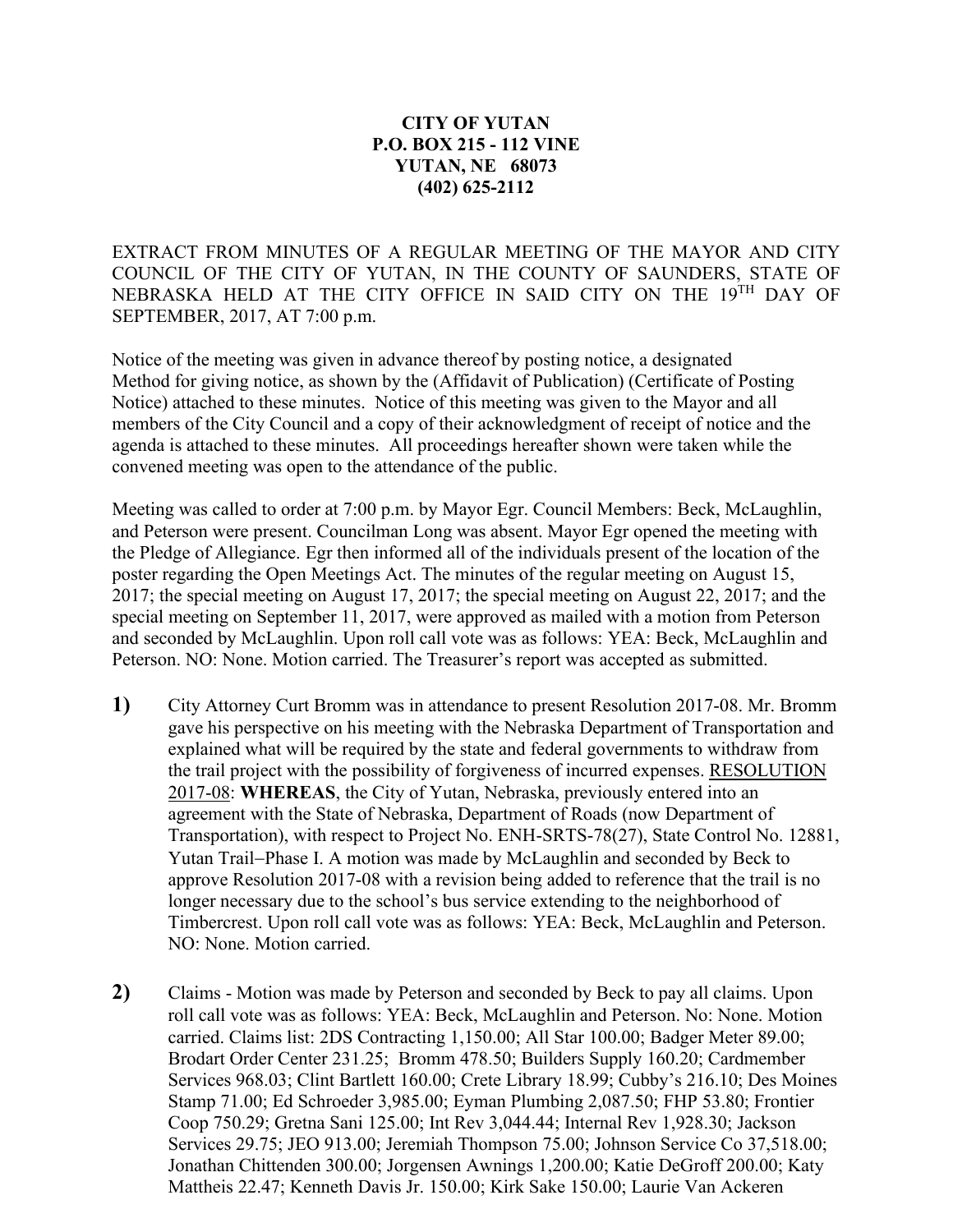**CITY OF YUTAN**
**P.O. BOX 215 - 112 VINE**
**YUTAN, NE 68073**
**(402) 625-2112**

EXTRACT FROM MINUTES OF A REGULAR MEETING OF THE MAYOR AND CITY COUNCIL OF THE CITY OF YUTAN, IN THE COUNTY OF SAUNDERS, STATE OF NEBRASKA HELD AT THE CITY OFFICE IN SAID CITY ON THE 19TH DAY OF SEPTEMBER, 2017, AT 7:00 p.m.

Notice of the meeting was given in advance thereof by posting notice, a designated Method for giving notice, as shown by the (Affidavit of Publication) (Certificate of Posting Notice) attached to these minutes. Notice of this meeting was given to the Mayor and all members of the City Council and a copy of their acknowledgment of receipt of notice and the agenda is attached to these minutes. All proceedings hereafter shown were taken while the convened meeting was open to the attendance of the public.

Meeting was called to order at 7:00 p.m. by Mayor Egr. Council Members: Beck, McLaughlin, and Peterson were present. Councilman Long was absent. Mayor Egr opened the meeting with the Pledge of Allegiance. Egr then informed all of the individuals present of the location of the poster regarding the Open Meetings Act. The minutes of the regular meeting on August 15, 2017; the special meeting on August 17, 2017; the special meeting on August 22, 2017; and the special meeting on September 11, 2017, were approved as mailed with a motion from Peterson and seconded by McLaughlin. Upon roll call vote was as follows: YEA: Beck, McLaughlin and Peterson. NO: None. Motion carried. The Treasurer's report was accepted as submitted.

**1)** City Attorney Curt Bromm was in attendance to present Resolution 2017-08. Mr. Bromm gave his perspective on his meeting with the Nebraska Department of Transportation and explained what will be required by the state and federal governments to withdraw from the trail project with the possibility of forgiveness of incurred expenses. RESOLUTION 2017-08: **WHEREAS**, the City of Yutan, Nebraska, previously entered into an agreement with the State of Nebraska, Department of Roads (now Department of Transportation), with respect to Project No. ENH-SRTS-78(27), State Control No. 12881, Yutan Trail–Phase I. A motion was made by McLaughlin and seconded by Beck to approve Resolution 2017-08 with a revision being added to reference that the trail is no longer necessary due to the school's bus service extending to the neighborhood of Timbercrest. Upon roll call vote was as follows: YEA: Beck, McLaughlin and Peterson. NO: None. Motion carried.

**2)** Claims - Motion was made by Peterson and seconded by Beck to pay all claims. Upon roll call vote was as follows: YEA: Beck, McLaughlin and Peterson. No: None. Motion carried. Claims list: 2DS Contracting 1,150.00; All Star 100.00; Badger Meter 89.00; Brodart Order Center 231.25; Bromm 478.50; Builders Supply 160.20; Cardmember Services 968.03; Clint Bartlett 160.00; Crete Library 18.99; Cubby's 216.10; Des Moines Stamp 71.00; Ed Schroeder 3,985.00; Eyman Plumbing 2,087.50; FHP 53.80; Frontier Coop 750.29; Gretna Sani 125.00; Int Rev 3,044.44; Internal Rev 1,928.30; Jackson Services 29.75; JEO 913.00; Jeremiah Thompson 75.00; Johnson Service Co 37,518.00; Jonathan Chittenden 300.00; Jorgensen Awnings 1,200.00; Katie DeGroff 200.00; Katy Mattheis 22.47; Kenneth Davis Jr. 150.00; Kirk Sake 150.00; Laurie Van Ackeren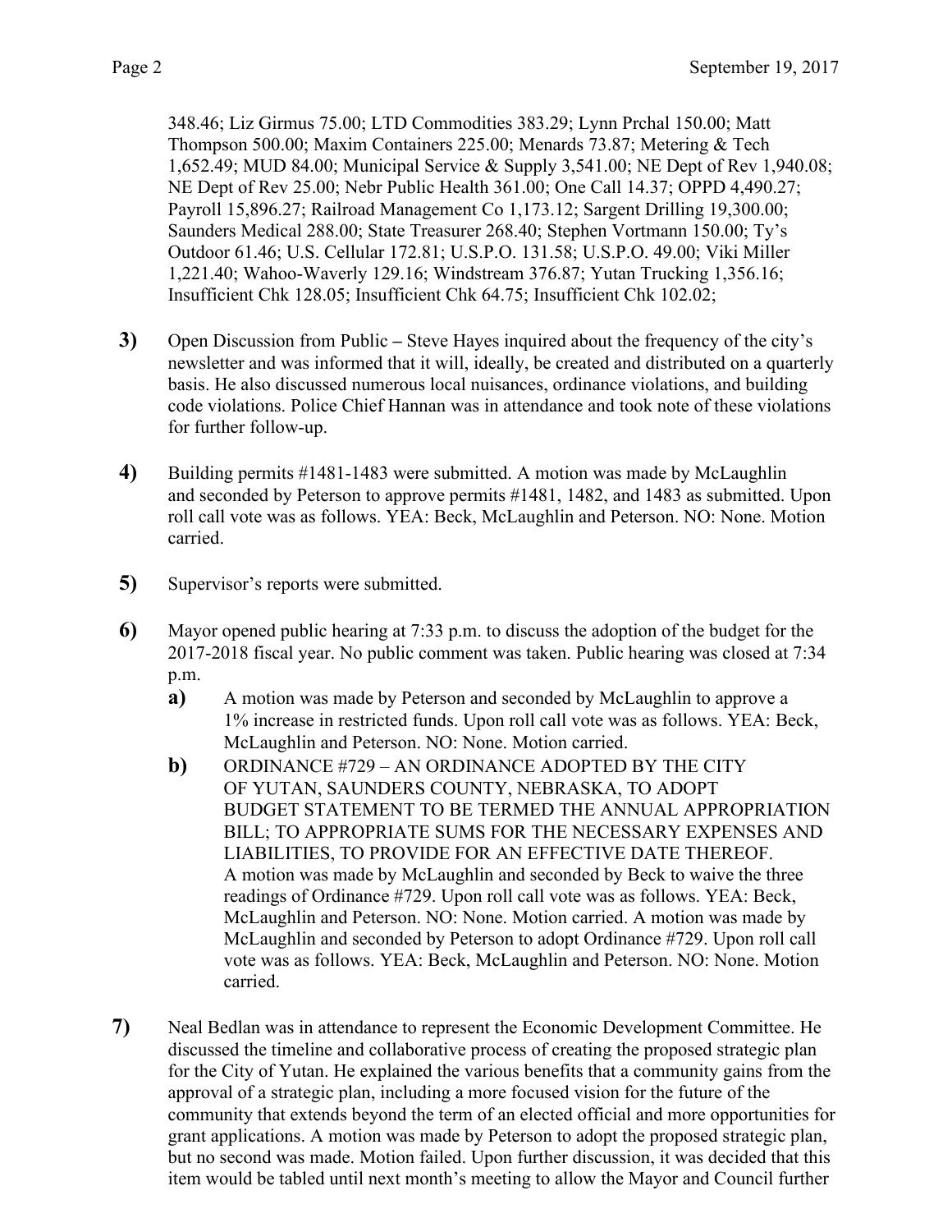348.46; Liz Girmus 75.00; LTD Commodities 383.29; Lynn Prchal 150.00; Matt Thompson 500.00; Maxim Containers 225.00; Menards 73.87; Metering & Tech 1,652.49; MUD 84.00; Municipal Service & Supply 3,541.00; NE Dept of Rev 1,940.08; NE Dept of Rev 25.00; Nebr Public Health 361.00; One Call 14.37; OPPD 4,490.27; Payroll 15,896.27; Railroad Management Co 1,173.12; Sargent Drilling 19,300.00; Saunders Medical 288.00; State Treasurer 268.40; Stephen Vortmann 150.00; Ty's Outdoor 61.46; U.S. Cellular 172.81; U.S.P.O. 131.58; U.S.P.O. 49.00; Viki Miller 1,221.40; Wahoo-Waverly 129.16; Windstream 376.87; Yutan Trucking 1,356.16; Insufficient Chk 128.05; Insufficient Chk 64.75; Insufficient Chk 102.02;

**3)** Open Discussion from Public **–** Steve Hayes inquired about the frequency of the city's newsletter and was informed that it will, ideally, be created and distributed on a quarterly basis. He also discussed numerous local nuisances, ordinance violations, and building code violations. Police Chief Hannan was in attendance and took note of these violations for further follow-up.

**4)** Building permits #1481-1483 were submitted. A motion was made by McLaughlin and seconded by Peterson to approve permits #1481, 1482, and 1483 as submitted. Upon roll call vote was as follows. YEA: Beck, McLaughlin and Peterson. NO: None. Motion carried.

**5)** Supervisor's reports were submitted.

**6)** Mayor opened public hearing at 7:33 p.m. to discuss the adoption of the budget for the 2017-2018 fiscal year. No public comment was taken. Public hearing was closed at 7:34 p.m.

**a)** A motion was made by Peterson and seconded by McLaughlin to approve a 1% increase in restricted funds. Upon roll call vote was as follows. YEA: Beck, McLaughlin and Peterson. NO: None. Motion carried.

**b)** ORDINANCE #729 – AN ORDINANCE ADOPTED BY THE CITY OF YUTAN, SAUNDERS COUNTY, NEBRASKA, TO ADOPT BUDGET STATEMENT TO BE TERMED THE ANNUAL APPROPRIATION BILL; TO APPROPRIATE SUMS FOR THE NECESSARY EXPENSES AND LIABILITIES, TO PROVIDE FOR AN EFFECTIVE DATE THEREOF. A motion was made by McLaughlin and seconded by Beck to waive the three readings of Ordinance #729. Upon roll call vote was as follows. YEA: Beck, McLaughlin and Peterson. NO: None. Motion carried. A motion was made by McLaughlin and seconded by Peterson to adopt Ordinance #729. Upon roll call vote was as follows. YEA: Beck, McLaughlin and Peterson. NO: None. Motion carried.

**7)** Neal Bedlan was in attendance to represent the Economic Development Committee. He discussed the timeline and collaborative process of creating the proposed strategic plan for the City of Yutan. He explained the various benefits that a community gains from the approval of a strategic plan, including a more focused vision for the future of the community that extends beyond the term of an elected official and more opportunities for grant applications. A motion was made by Peterson to adopt the proposed strategic plan, but no second was made. Motion failed. Upon further discussion, it was decided that this item would be tabled until next month's meeting to allow the Mayor and Council further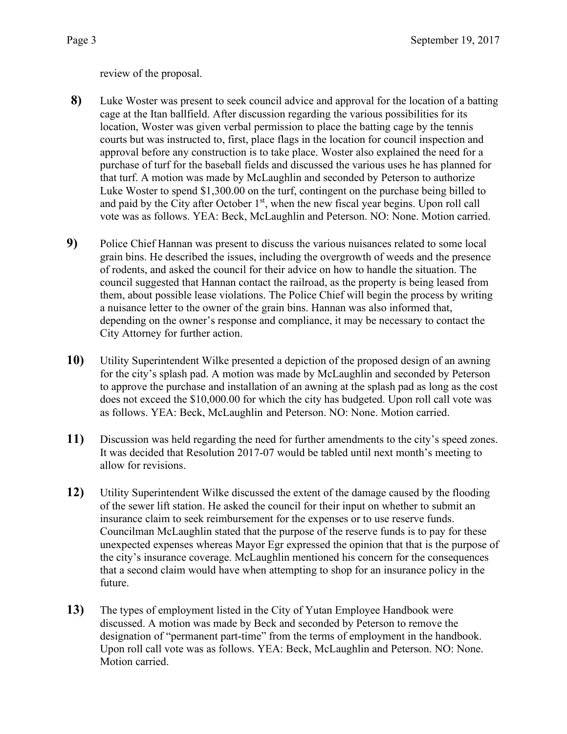review of the proposal.

**8)** Luke Woster was present to seek council advice and approval for the location of a batting cage at the Itan ballfield. After discussion regarding the various possibilities for its location, Woster was given verbal permission to place the batting cage by the tennis courts but was instructed to, first, place flags in the location for council inspection and approval before any construction is to take place. Woster also explained the need for a purchase of turf for the baseball fields and discussed the various uses he has planned for that turf. A motion was made by McLaughlin and seconded by Peterson to authorize Luke Woster to spend $1,300.00 on the turf, contingent on the purchase being billed to and paid by the City after October 1st, when the new fiscal year begins. Upon roll call vote was as follows. YEA: Beck, McLaughlin and Peterson. NO: None. Motion carried.

**9)** Police Chief Hannan was present to discuss the various nuisances related to some local grain bins. He described the issues, including the overgrowth of weeds and the presence of rodents, and asked the council for their advice on how to handle the situation. The council suggested that Hannan contact the railroad, as the property is being leased from them, about possible lease violations. The Police Chief will begin the process by writing a nuisance letter to the owner of the grain bins. Hannan was also informed that, depending on the owner's response and compliance, it may be necessary to contact the City Attorney for further action.

**10)** Utility Superintendent Wilke presented a depiction of the proposed design of an awning for the city's splash pad. A motion was made by McLaughlin and seconded by Peterson to approve the purchase and installation of an awning at the splash pad as long as the cost does not exceed the $10,000.00 for which the city has budgeted. Upon roll call vote was as follows. YEA: Beck, McLaughlin and Peterson. NO: None. Motion carried.

**11)** Discussion was held regarding the need for further amendments to the city's speed zones. It was decided that Resolution 2017-07 would be tabled until next month's meeting to allow for revisions.

**12)** Utility Superintendent Wilke discussed the extent of the damage caused by the flooding of the sewer lift station. He asked the council for their input on whether to submit an insurance claim to seek reimbursement for the expenses or to use reserve funds. Councilman McLaughlin stated that the purpose of the reserve funds is to pay for these unexpected expenses whereas Mayor Egr expressed the opinion that that is the purpose of the city's insurance coverage. McLaughlin mentioned his concern for the consequences that a second claim would have when attempting to shop for an insurance policy in the future.

**13)** The types of employment listed in the City of Yutan Employee Handbook were discussed. A motion was made by Beck and seconded by Peterson to remove the designation of "permanent part-time" from the terms of employment in the handbook. Upon roll call vote was as follows. YEA: Beck, McLaughlin and Peterson. NO: None. Motion carried.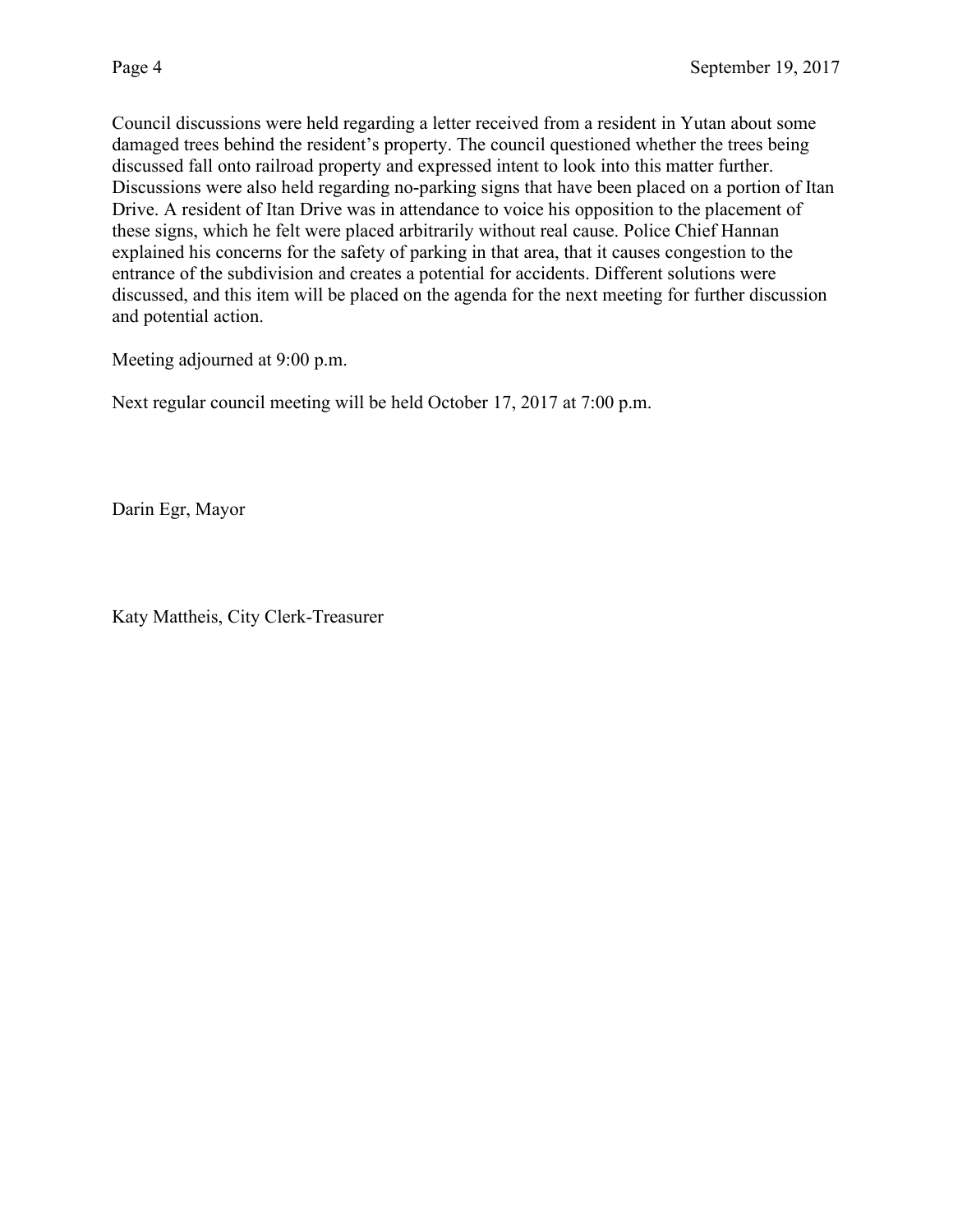Council discussions were held regarding a letter received from a resident in Yutan about some damaged trees behind the resident's property. The council questioned whether the trees being discussed fall onto railroad property and expressed intent to look into this matter further. Discussions were also held regarding no-parking signs that have been placed on a portion of Itan Drive. A resident of Itan Drive was in attendance to voice his opposition to the placement of these signs, which he felt were placed arbitrarily without real cause. Police Chief Hannan explained his concerns for the safety of parking in that area, that it causes congestion to the entrance of the subdivision and creates a potential for accidents. Different solutions were discussed, and this item will be placed on the agenda for the next meeting for further discussion and potential action.

Meeting adjourned at 9:00 p.m.

Next regular council meeting will be held October 17, 2017 at 7:00 p.m.

Darin Egr, Mayor

Katy Mattheis, City Clerk-Treasurer